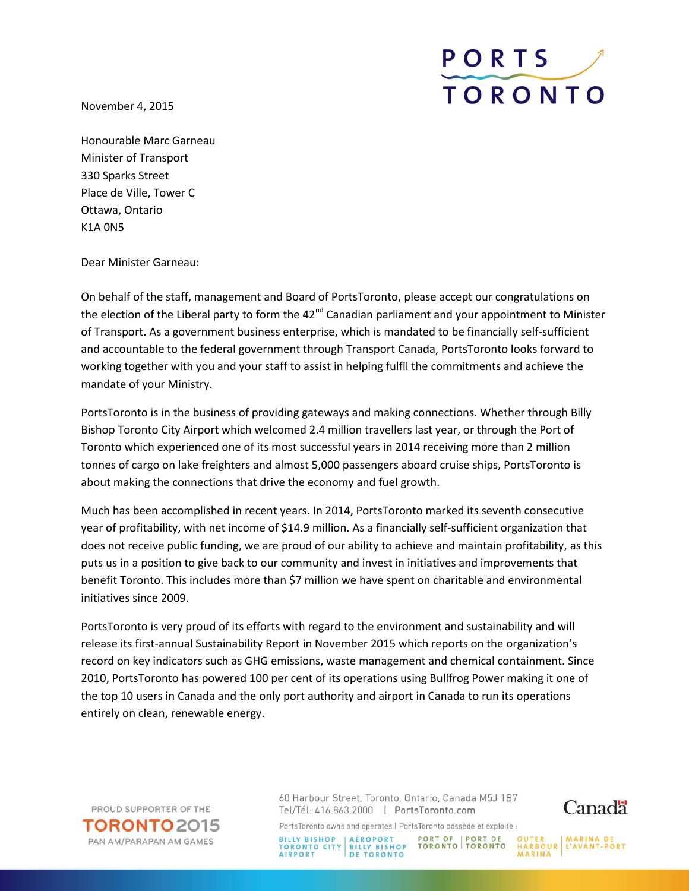November 4, 2015

Honourable Marc Garneau
Minister of Transport
330 Sparks Street
Place de Ville, Tower C
Ottawa, Ontario
K1A 0N5

Dear Minister Garneau:

On behalf of the staff, management and Board of PortsToronto, please accept our congratulations on the election of the Liberal party to form the 42nd Canadian parliament and your appointment to Minister of Transport. As a government business enterprise, which is mandated to be financially self-sufficient and accountable to the federal government through Transport Canada, PortsToronto looks forward to working together with you and your staff to assist in helping fulfil the commitments and achieve the mandate of your Ministry.

PortsToronto is in the business of providing gateways and making connections. Whether through Billy Bishop Toronto City Airport which welcomed 2.4 million travellers last year, or through the Port of Toronto which experienced one of its most successful years in 2014 receiving more than 2 million tonnes of cargo on lake freighters and almost 5,000 passengers aboard cruise ships, PortsToronto is about making the connections that drive the economy and fuel growth.

Much has been accomplished in recent years. In 2014, PortsToronto marked its seventh consecutive year of profitability, with net income of $14.9 million. As a financially self-sufficient organization that does not receive public funding, we are proud of our ability to achieve and maintain profitability, as this puts us in a position to give back to our community and invest in initiatives and improvements that benefit Toronto. This includes more than $7 million we have spent on charitable and environmental initiatives since 2009.

PortsToronto is very proud of its efforts with regard to the environment and sustainability and will release its first-annual Sustainability Report in November 2015 which reports on the organization's record on key indicators such as GHG emissions, waste management and chemical containment. Since 2010, PortsToronto has powered 100 per cent of its operations using Bullfrog Power making it one of the top 10 users in Canada and the only port authority and airport in Canada to run its operations entirely on clean, renewable energy.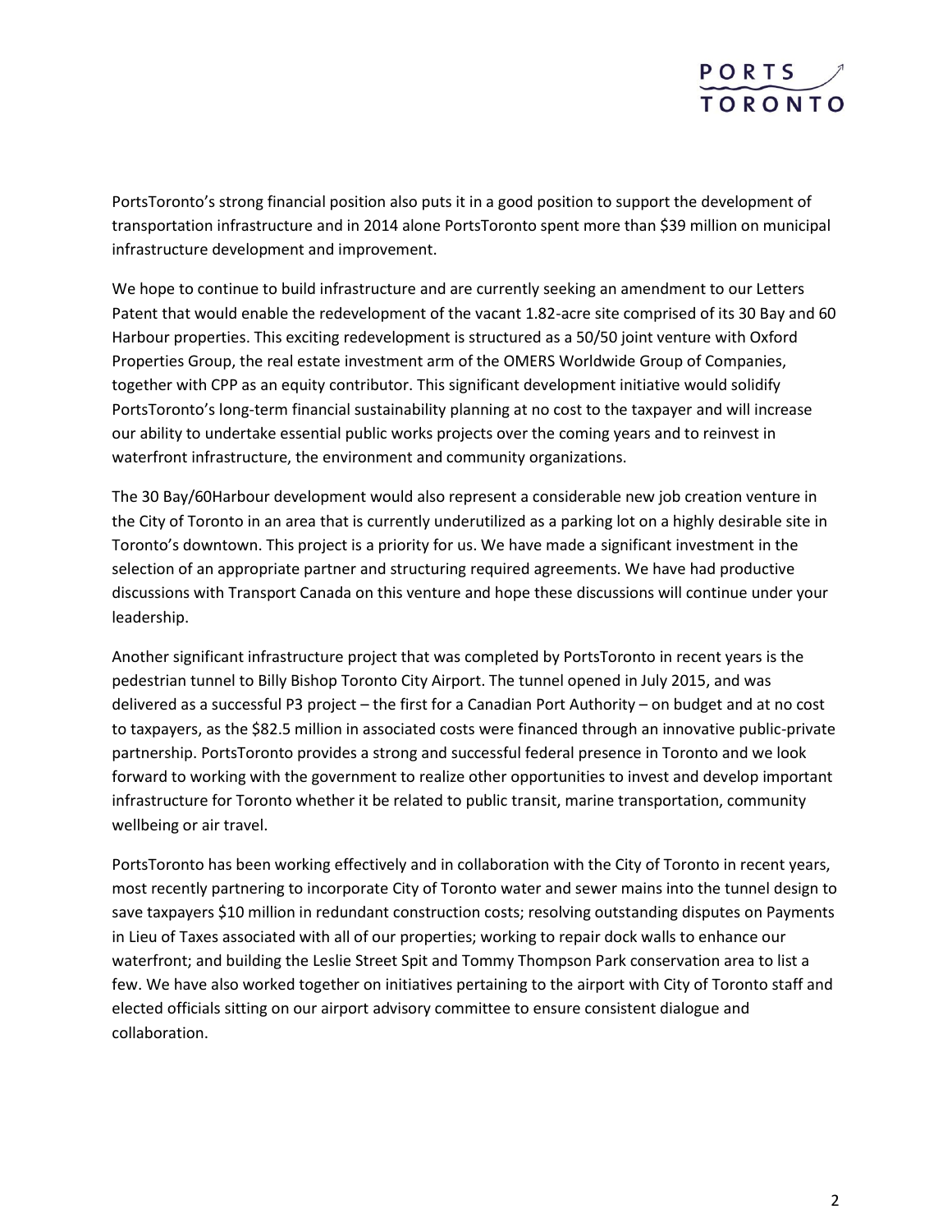PortsToronto's strong financial position also puts it in a good position to support the development of transportation infrastructure and in 2014 alone PortsToronto spent more than $39 million on municipal infrastructure development and improvement.

We hope to continue to build infrastructure and are currently seeking an amendment to our Letters Patent that would enable the redevelopment of the vacant 1.82-acre site comprised of its 30 Bay and 60 Harbour properties. This exciting redevelopment is structured as a 50/50 joint venture with Oxford Properties Group, the real estate investment arm of the OMERS Worldwide Group of Companies, together with CPP as an equity contributor. This significant development initiative would solidify PortsToronto's long-term financial sustainability planning at no cost to the taxpayer and will increase our ability to undertake essential public works projects over the coming years and to reinvest in waterfront infrastructure, the environment and community organizations.

The 30 Bay/60Harbour development would also represent a considerable new job creation venture in the City of Toronto in an area that is currently underutilized as a parking lot on a highly desirable site in Toronto's downtown. This project is a priority for us. We have made a significant investment in the selection of an appropriate partner and structuring required agreements. We have had productive discussions with Transport Canada on this venture and hope these discussions will continue under your leadership.

Another significant infrastructure project that was completed by PortsToronto in recent years is the pedestrian tunnel to Billy Bishop Toronto City Airport. The tunnel opened in July 2015, and was delivered as a successful P3 project – the first for a Canadian Port Authority – on budget and at no cost to taxpayers, as the $82.5 million in associated costs were financed through an innovative public-private partnership. PortsToronto provides a strong and successful federal presence in Toronto and we look forward to working with the government to realize other opportunities to invest and develop important infrastructure for Toronto whether it be related to public transit, marine transportation, community wellbeing or air travel.

PortsToronto has been working effectively and in collaboration with the City of Toronto in recent years, most recently partnering to incorporate City of Toronto water and sewer mains into the tunnel design to save taxpayers $10 million in redundant construction costs; resolving outstanding disputes on Payments in Lieu of Taxes associated with all of our properties; working to repair dock walls to enhance our waterfront; and building the Leslie Street Spit and Tommy Thompson Park conservation area to list a few. We have also worked together on initiatives pertaining to the airport with City of Toronto staff and elected officials sitting on our airport advisory committee to ensure consistent dialogue and collaboration.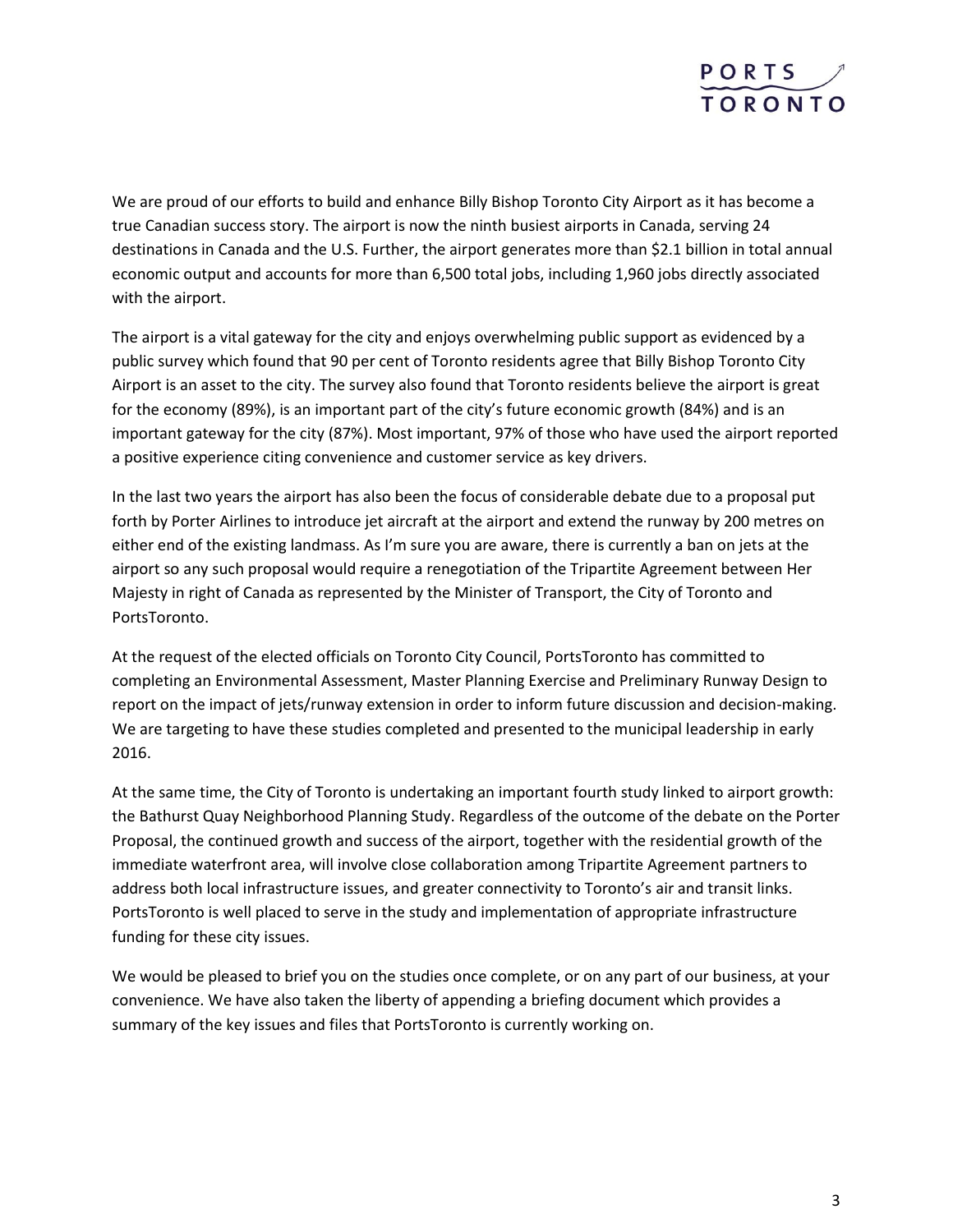We are proud of our efforts to build and enhance Billy Bishop Toronto City Airport as it has become a true Canadian success story. The airport is now the ninth busiest airports in Canada, serving 24 destinations in Canada and the U.S. Further, the airport generates more than $2.1 billion in total annual economic output and accounts for more than 6,500 total jobs, including 1,960 jobs directly associated with the airport.

The airport is a vital gateway for the city and enjoys overwhelming public support as evidenced by a public survey which found that 90 per cent of Toronto residents agree that Billy Bishop Toronto City Airport is an asset to the city. The survey also found that Toronto residents believe the airport is great for the economy (89%), is an important part of the city's future economic growth (84%) and is an important gateway for the city (87%). Most important, 97% of those who have used the airport reported a positive experience citing convenience and customer service as key drivers.

In the last two years the airport has also been the focus of considerable debate due to a proposal put forth by Porter Airlines to introduce jet aircraft at the airport and extend the runway by 200 metres on either end of the existing landmass. As I'm sure you are aware, there is currently a ban on jets at the airport so any such proposal would require a renegotiation of the Tripartite Agreement between Her Majesty in right of Canada as represented by the Minister of Transport, the City of Toronto and PortsToronto.

At the request of the elected officials on Toronto City Council, PortsToronto has committed to completing an Environmental Assessment, Master Planning Exercise and Preliminary Runway Design to report on the impact of jets/runway extension in order to inform future discussion and decision-making. We are targeting to have these studies completed and presented to the municipal leadership in early 2016.

At the same time, the City of Toronto is undertaking an important fourth study linked to airport growth: the Bathurst Quay Neighborhood Planning Study. Regardless of the outcome of the debate on the Porter Proposal, the continued growth and success of the airport, together with the residential growth of the immediate waterfront area, will involve close collaboration among Tripartite Agreement partners to address both local infrastructure issues, and greater connectivity to Toronto's air and transit links. PortsToronto is well placed to serve in the study and implementation of appropriate infrastructure funding for these city issues.

We would be pleased to brief you on the studies once complete, or on any part of our business, at your convenience. We have also taken the liberty of appending a briefing document which provides a summary of the key issues and files that PortsToronto is currently working on.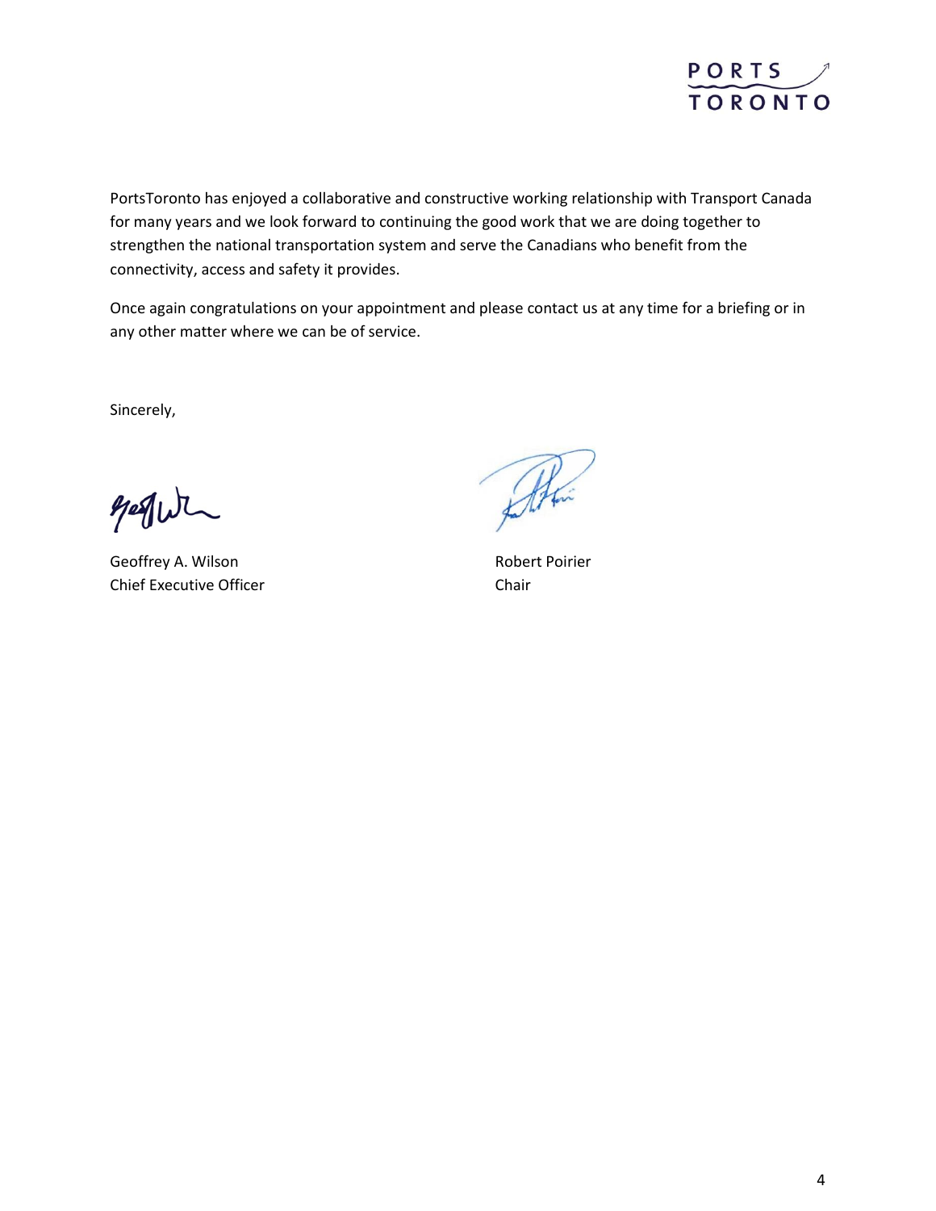PortsToronto has enjoyed a collaborative and constructive working relationship with Transport Canada for many years and we look forward to continuing the good work that we are doing together to strengthen the national transportation system and serve the Canadians who benefit from the connectivity, access and safety it provides.

Once again congratulations on your appointment and please contact us at any time for a briefing or in any other matter where we can be of service.

Sincerely,

Geoffrey A. Wilson
Chief Executive Officer

Robert Poirier
Chair